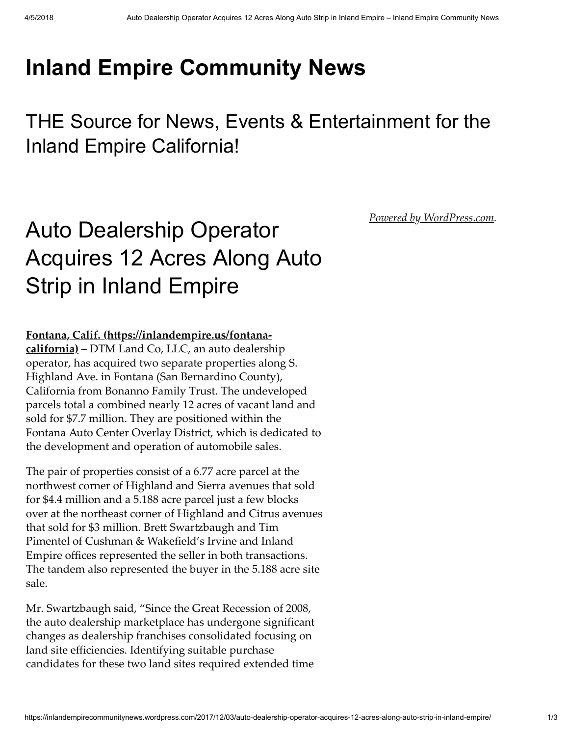# Inland Empire Community News

THE Source for News, Events & Entertainment for the Inland Empire California!

*Powered by WordPress.com.*

## Auto Dealership Operator Acquires 12 Acres Along Auto Strip in Inland Empire

**Fontana, Calif. (https://inlandempire.us/fontana-california)** – DTM Land Co, LLC, an auto dealership operator, has acquired two separate properties along S. Highland Ave. in Fontana (San Bernardino County), California from Bonanno Family Trust. The undeveloped parcels total a combined nearly 12 acres of vacant land and sold for $7.7 million. They are positioned within the Fontana Auto Center Overlay District, which is dedicated to the development and operation of automobile sales.

The pair of properties consist of a 6.77 acre parcel at the northwest corner of Highland and Sierra avenues that sold for $4.4 million and a 5.188 acre parcel just a few blocks over at the northeast corner of Highland and Citrus avenues that sold for $3 million. Brett Swartzbaugh and Tim Pimentel of Cushman & Wakefield's Irvine and Inland Empire offices represented the seller in both transactions. The tandem also represented the buyer in the 5.188 acre site sale.

Mr. Swartzbaugh said, "Since the Great Recession of 2008, the auto dealership marketplace has undergone significant changes as dealership franchises consolidated focusing on land site efficiencies. Identifying suitable purchase candidates for these two land sites required extended time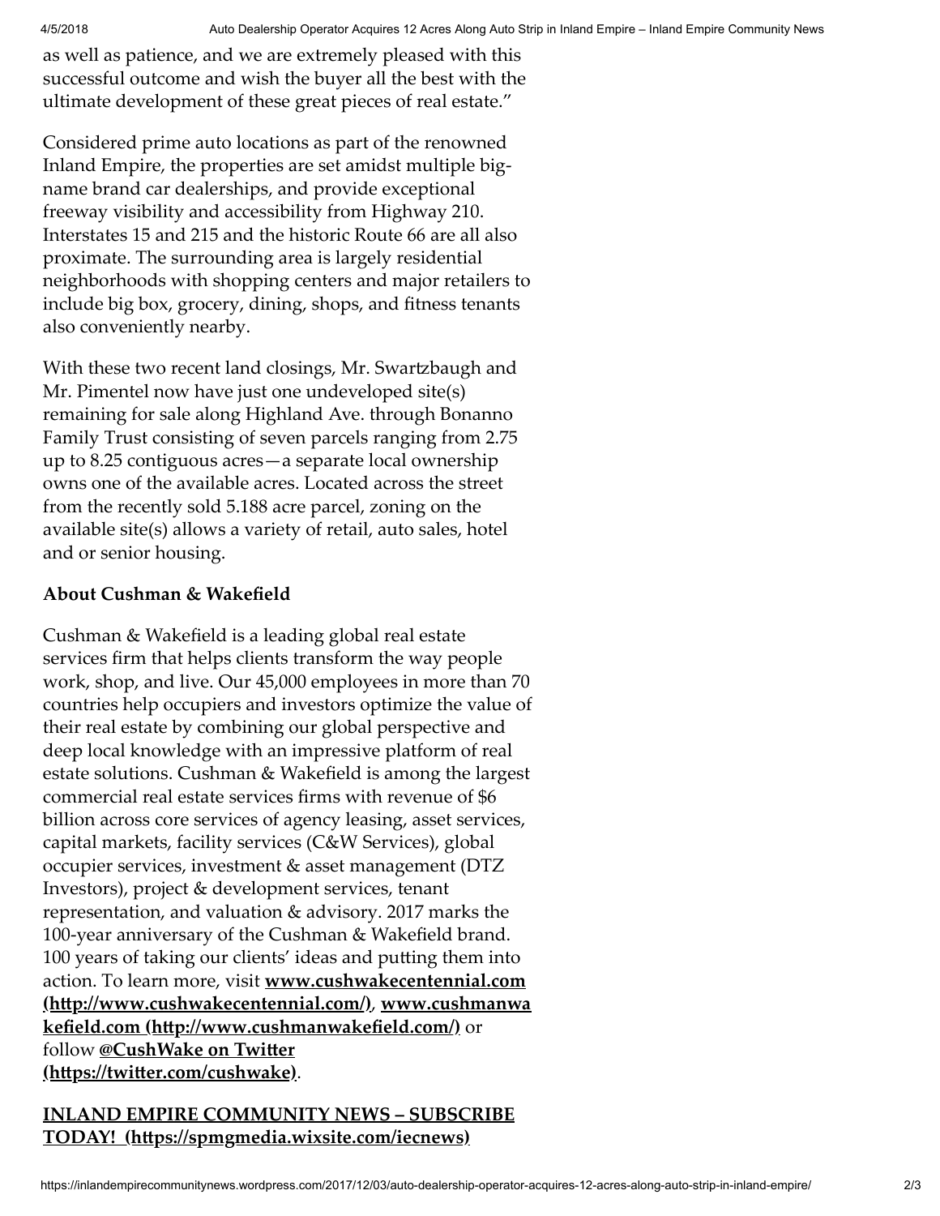as well as patience, and we are extremely pleased with this successful outcome and wish the buyer all the best with the ultimate development of these great pieces of real estate."

Considered prime auto locations as part of the renowned Inland Empire, the properties are set amidst multiple big-name brand car dealerships, and provide exceptional freeway visibility and accessibility from Highway 210. Interstates 15 and 215 and the historic Route 66 are all also proximate. The surrounding area is largely residential neighborhoods with shopping centers and major retailers to include big box, grocery, dining, shops, and fitness tenants also conveniently nearby.

With these two recent land closings, Mr. Swartzbaugh and Mr. Pimentel now have just one undeveloped site(s) remaining for sale along Highland Ave. through Bonanno Family Trust consisting of seven parcels ranging from 2.75 up to 8.25 contiguous acres—a separate local ownership owns one of the available acres. Located across the street from the recently sold 5.188 acre parcel, zoning on the available site(s) allows a variety of retail, auto sales, hotel and or senior housing.

**About Cushman & Wakefield**

Cushman & Wakefield is a leading global real estate services firm that helps clients transform the way people work, shop, and live. Our 45,000 employees in more than 70 countries help occupiers and investors optimize the value of their real estate by combining our global perspective and deep local knowledge with an impressive platform of real estate solutions. Cushman & Wakefield is among the largest commercial real estate services firms with revenue of $6 billion across core services of agency leasing, asset services, capital markets, facility services (C&W Services), global occupier services, investment & asset management (DTZ Investors), project & development services, tenant representation, and valuation & advisory. 2017 marks the 100-year anniversary of the Cushman & Wakefield brand. 100 years of taking our clients' ideas and putting them into action. To learn more, visit **www.cushwakecentennial.com (http://www.cushwakecentennial.com/)**, **www.cushmanwakefield.com (http://www.cushmanwakefield.com/)** or follow **@CushWake on Twitter (https://twitter.com/cushwake)**.

**INLAND EMPIRE COMMUNITY NEWS – SUBSCRIBE TODAY! (https://spmgmedia.wixsite.com/iecnews)**